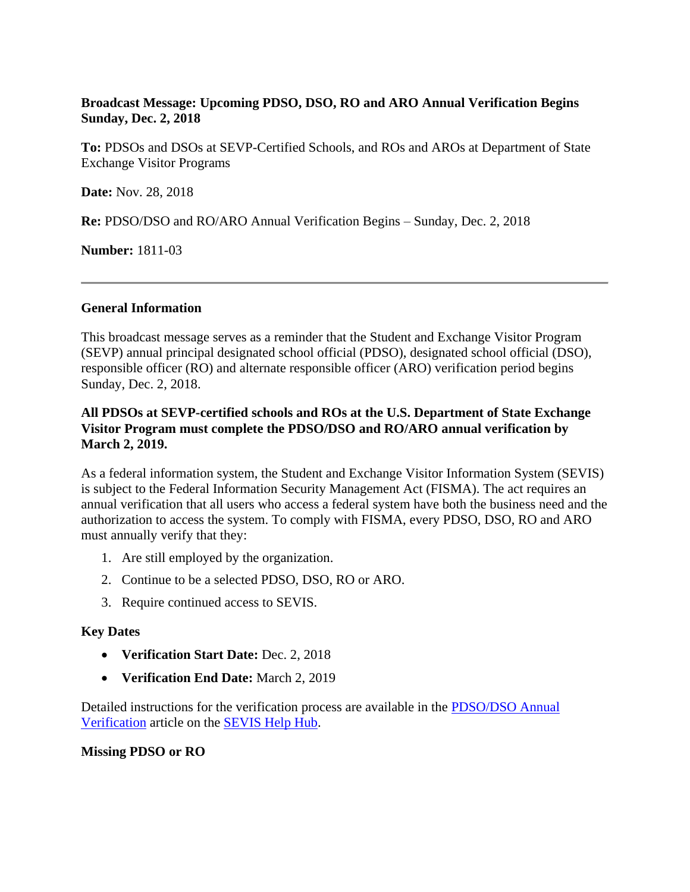**Broadcast Message: Upcoming PDSO, DSO, RO and ARO Annual Verification Begins Sunday, Dec. 2, 2018**

**To:** PDSOs and DSOs at SEVP-Certified Schools, and ROs and AROs at Department of State Exchange Visitor Programs

**Date:** Nov. 28, 2018

**Re:** PDSO/DSO and RO/ARO Annual Verification Begins – Sunday, Dec. 2, 2018

**Number:** 1811-03

---

## General Information

This broadcast message serves as a reminder that the Student and Exchange Visitor Program (SEVP) annual principal designated school official (PDSO), designated school official (DSO), responsible officer (RO) and alternate responsible officer (ARO) verification period begins Sunday, Dec. 2, 2018.

**All PDSOs at SEVP-certified schools and ROs at the U.S. Department of State Exchange Visitor Program must complete the PDSO/DSO and RO/ARO annual verification by March 2, 2019.**

As a federal information system, the Student and Exchange Visitor Information System (SEVIS) is subject to the Federal Information Security Management Act (FISMA). The act requires an annual verification that all users who access a federal system have both the business need and the authorization to access the system. To comply with FISMA, every PDSO, DSO, RO and ARO must annually verify that they:

1. Are still employed by the organization.
2. Continue to be a selected PDSO, DSO, RO or ARO.
3. Require continued access to SEVIS.

## Key Dates

- **Verification Start Date:** Dec. 2, 2018
- **Verification End Date:** March 2, 2019

Detailed instructions for the verification process are available in the PDSO/DSO Annual Verification article on the SEVIS Help Hub.

## Missing PDSO or RO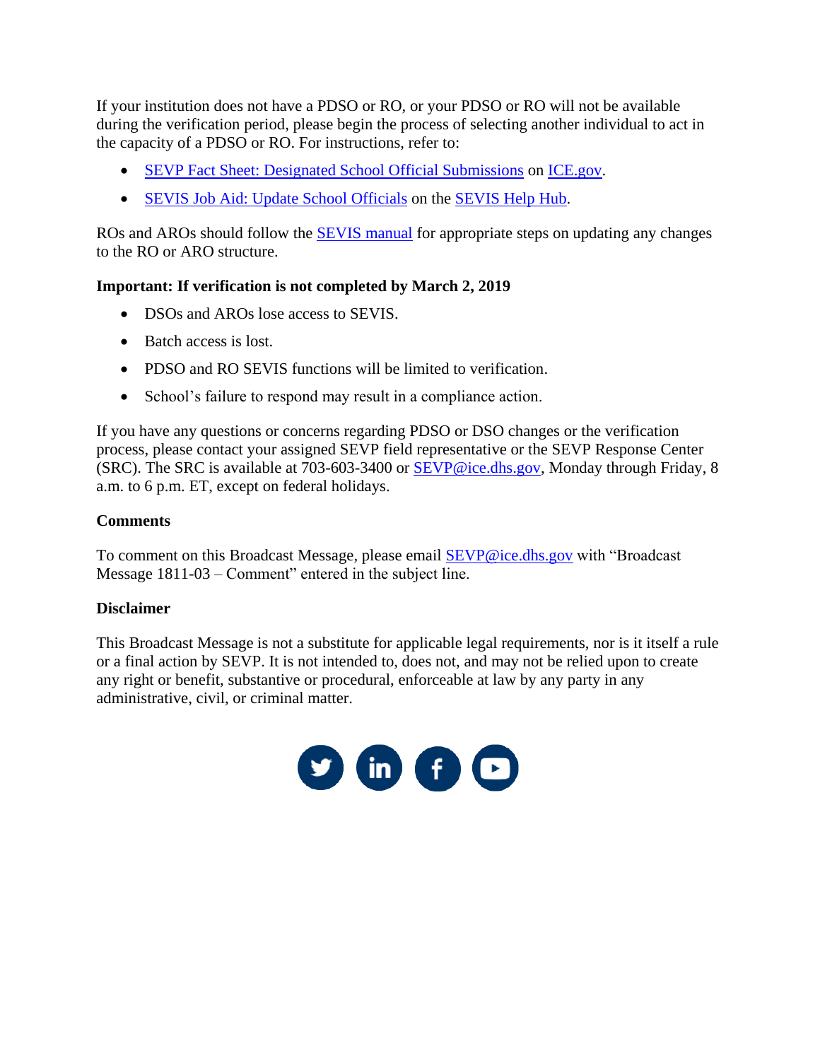If your institution does not have a PDSO or RO, or your PDSO or RO will not be available during the verification period, please begin the process of selecting another individual to act in the capacity of a PDSO or RO. For instructions, refer to:

- SEVP Fact Sheet: Designated School Official Submissions on ICE.gov.
- SEVIS Job Aid: Update School Officials on the SEVIS Help Hub.

ROs and AROs should follow the SEVIS manual for appropriate steps on updating any changes to the RO or ARO structure.

**Important: If verification is not completed by March 2, 2019**

- DSOs and AROs lose access to SEVIS.
- Batch access is lost.
- PDSO and RO SEVIS functions will be limited to verification.
- School's failure to respond may result in a compliance action.

If you have any questions or concerns regarding PDSO or DSO changes or the verification process, please contact your assigned SEVP field representative or the SEVP Response Center (SRC). The SRC is available at 703-603-3400 or SEVP@ice.dhs.gov, Monday through Friday, 8 a.m. to 6 p.m. ET, except on federal holidays.

**Comments**

To comment on this Broadcast Message, please email SEVP@ice.dhs.gov with "Broadcast Message 1811-03 – Comment" entered in the subject line.

**Disclaimer**

This Broadcast Message is not a substitute for applicable legal requirements, nor is it itself a rule or a final action by SEVP. It is not intended to, does not, and may not be relied upon to create any right or benefit, substantive or procedural, enforceable at law by any party in any administrative, civil, or criminal matter.